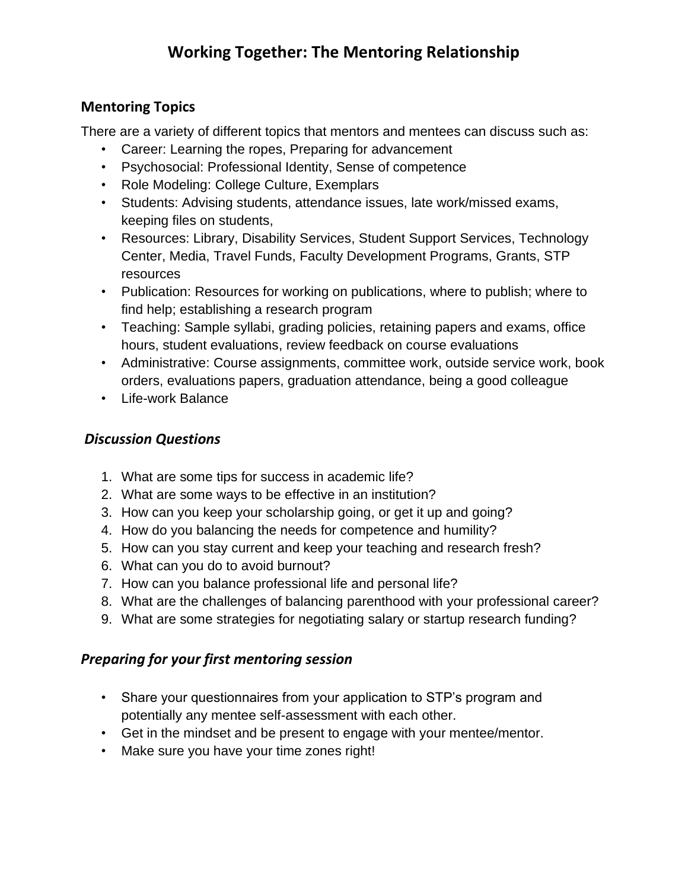# Working Together: The Mentoring Relationship

## Mentoring Topics

There are a variety of different topics that mentors and mentees can discuss such as:

- Career: Learning the ropes, Preparing for advancement
- Psychosocial: Professional Identity, Sense of competence
- Role Modeling: College Culture, Exemplars
- Students: Advising students, attendance issues, late work/missed exams, keeping files on students,
- Resources: Library, Disability Services, Student Support Services, Technology Center, Media, Travel Funds, Faculty Development Programs, Grants, STP resources
- Publication: Resources for working on publications, where to publish; where to find help; establishing a research program
- Teaching: Sample syllabi, grading policies, retaining papers and exams, office hours, student evaluations, review feedback on course evaluations
- Administrative: Course assignments, committee work, outside service work, book orders, evaluations papers, graduation attendance, being a good colleague
- Life-work Balance

## *Discussion Questions*

1. What are some tips for success in academic life?
2. What are some ways to be effective in an institution?
3. How can you keep your scholarship going, or get it up and going?
4. How do you balancing the needs for competence and humility?
5. How can you stay current and keep your teaching and research fresh?
6. What can you do to avoid burnout?
7. How can you balance professional life and personal life?
8. What are the challenges of balancing parenthood with your professional career?
9. What are some strategies for negotiating salary or startup research funding?

## *Preparing for your first mentoring session*

- Share your questionnaires from your application to STP's program and potentially any mentee self-assessment with each other.
- Get in the mindset and be present to engage with your mentee/mentor.
- Make sure you have your time zones right!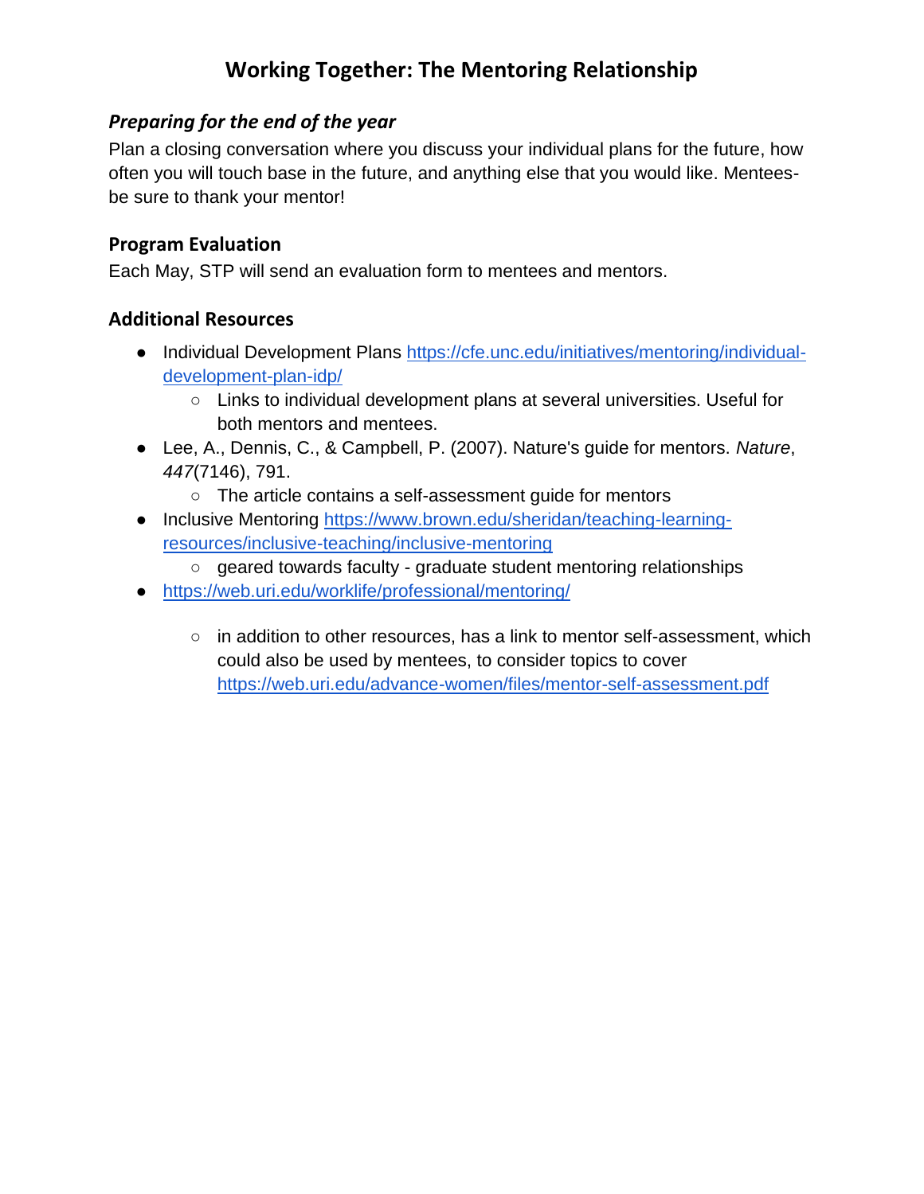# Working Together: The Mentoring Relationship

### *Preparing for the end of the year*

Plan a closing conversation where you discuss your individual plans for the future, how often you will touch base in the future, and anything else that you would like. Mentees- be sure to thank your mentor!

### Program Evaluation

Each May, STP will send an evaluation form to mentees and mentors.

### Additional Resources

- Individual Development Plans https://cfe.unc.edu/initiatives/mentoring/individual-development-plan-idp/
  - Links to individual development plans at several universities. Useful for both mentors and mentees.
- Lee, A., Dennis, C., & Campbell, P. (2007). Nature's guide for mentors. *Nature*, *447*(7146), 791.
  - The article contains a self-assessment guide for mentors
- Inclusive Mentoring https://www.brown.edu/sheridan/teaching-learning-resources/inclusive-teaching/inclusive-mentoring
  - geared towards faculty - graduate student mentoring relationships
- https://web.uri.edu/worklife/professional/mentoring/
  - in addition to other resources, has a link to mentor self-assessment, which could also be used by mentees, to consider topics to cover https://web.uri.edu/advance-women/files/mentor-self-assessment.pdf